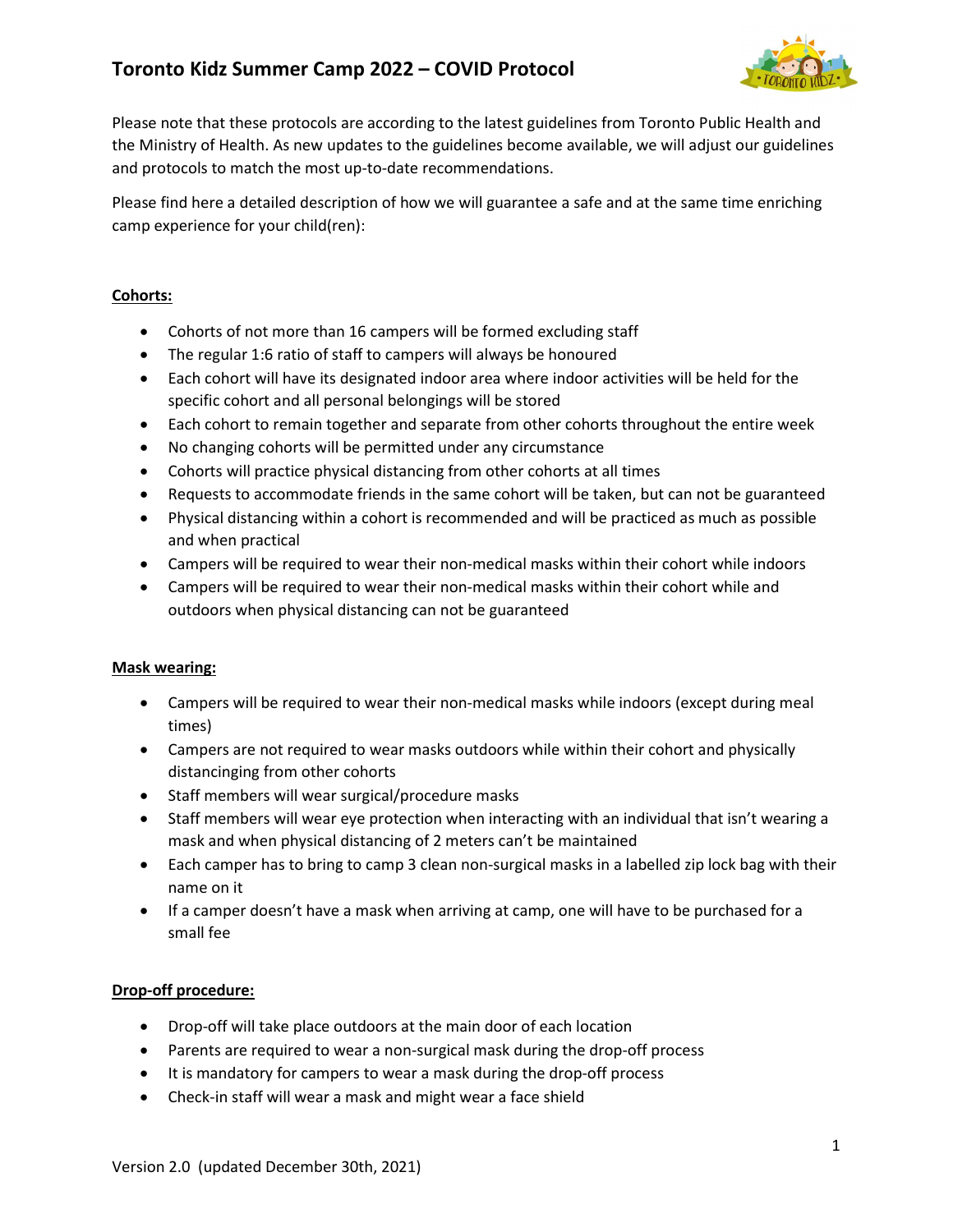# Toronto Kidz Summer Camp 2022 – COVID Protocol

Please note that these protocols are according to the latest guidelines from Toronto Public Health and the Ministry of Health. As new updates to the guidelines become available, we will adjust our guidelines and protocols to match the most up-to-date recommendations.

Please find here a detailed description of how we will guarantee a safe and at the same time enriching camp experience for your child(ren):

## Cohorts:

- Cohorts of not more than 16 campers will be formed excluding staff
- The regular 1:6 ratio of staff to campers will always be honoured
- Each cohort will have its designated indoor area where indoor activities will be held for the specific cohort and all personal belongings will be stored
- Each cohort to remain together and separate from other cohorts throughout the entire week
- No changing cohorts will be permitted under any circumstance
- Cohorts will practice physical distancing from other cohorts at all times
- Requests to accommodate friends in the same cohort will be taken, but can not be guaranteed
- Physical distancing within a cohort is recommended and will be practiced as much as possible and when practical
- Campers will be required to wear their non-medical masks within their cohort while indoors
- Campers will be required to wear their non-medical masks within their cohort while and outdoors when physical distancing can not be guaranteed

## Mask wearing:

- Campers will be required to wear their non-medical masks while indoors (except during meal times)
- Campers are not required to wear masks outdoors while within their cohort and physically distancinging from other cohorts
- Staff members will wear surgical/procedure masks
- Staff members will wear eye protection when interacting with an individual that isn't wearing a mask and when physical distancing of 2 meters can't be maintained
- Each camper has to bring to camp 3 clean non-surgical masks in a labelled zip lock bag with their name on it
- If a camper doesn't have a mask when arriving at camp, one will have to be purchased for a small fee

## Drop-off procedure:

- Drop-off will take place outdoors at the main door of each location
- Parents are required to wear a non-surgical mask during the drop-off process
- It is mandatory for campers to wear a mask during the drop-off process
- Check-in staff will wear a mask and might wear a face shield

Version 2.0 (updated December 30th, 2021)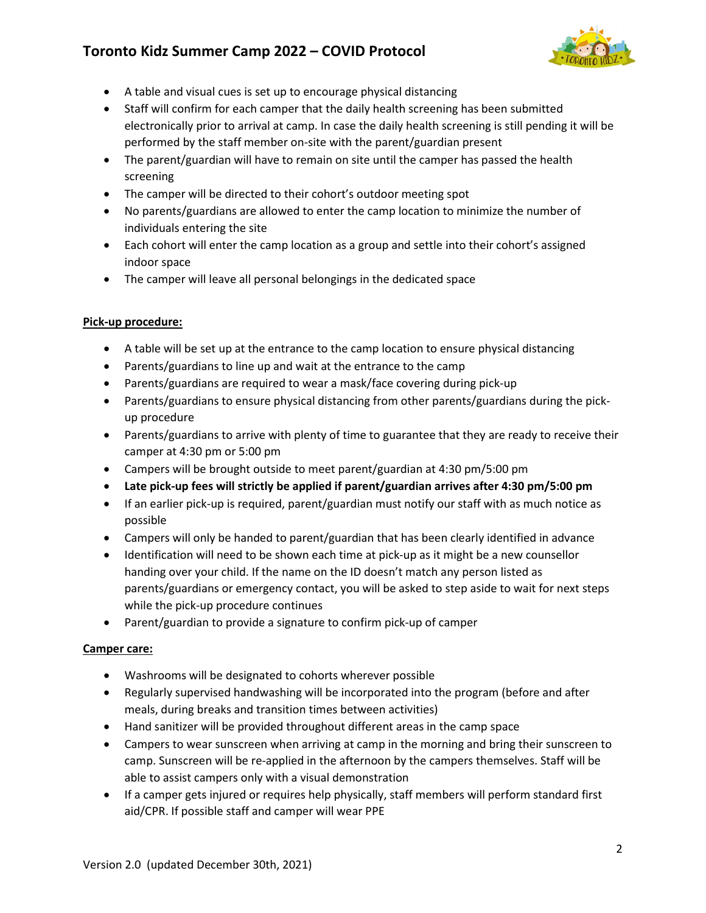- A table and visual cues is set up to encourage physical distancing
- Staff will confirm for each camper that the daily health screening has been submitted electronically prior to arrival at camp. In case the daily health screening is still pending it will be performed by the staff member on-site with the parent/guardian present
- The parent/guardian will have to remain on site until the camper has passed the health screening
- The camper will be directed to their cohort's outdoor meeting spot
- No parents/guardians are allowed to enter the camp location to minimize the number of individuals entering the site
- Each cohort will enter the camp location as a group and settle into their cohort's assigned indoor space
- The camper will leave all personal belongings in the dedicated space

**Pick-up procedure:**

- A table will be set up at the entrance to the camp location to ensure physical distancing
- Parents/guardians to line up and wait at the entrance to the camp
- Parents/guardians are required to wear a mask/face covering during pick-up
- Parents/guardians to ensure physical distancing from other parents/guardians during the pick-up procedure
- Parents/guardians to arrive with plenty of time to guarantee that they are ready to receive their camper at 4:30 pm or 5:00 pm
- Campers will be brought outside to meet parent/guardian at 4:30 pm/5:00 pm
- **Late pick-up fees will strictly be applied if parent/guardian arrives after 4:30 pm/5:00 pm**
- If an earlier pick-up is required, parent/guardian must notify our staff with as much notice as possible
- Campers will only be handed to parent/guardian that has been clearly identified in advance
- Identification will need to be shown each time at pick-up as it might be a new counsellor handing over your child. If the name on the ID doesn't match any person listed as parents/guardians or emergency contact, you will be asked to step aside to wait for next steps while the pick-up procedure continues
- Parent/guardian to provide a signature to confirm pick-up of camper

**Camper care:**

- Washrooms will be designated to cohorts wherever possible
- Regularly supervised handwashing will be incorporated into the program (before and after meals, during breaks and transition times between activities)
- Hand sanitizer will be provided throughout different areas in the camp space
- Campers to wear sunscreen when arriving at camp in the morning and bring their sunscreen to camp. Sunscreen will be re-applied in the afternoon by the campers themselves. Staff will be able to assist campers only with a visual demonstration
- If a camper gets injured or requires help physically, staff members will perform standard first aid/CPR. If possible staff and camper will wear PPE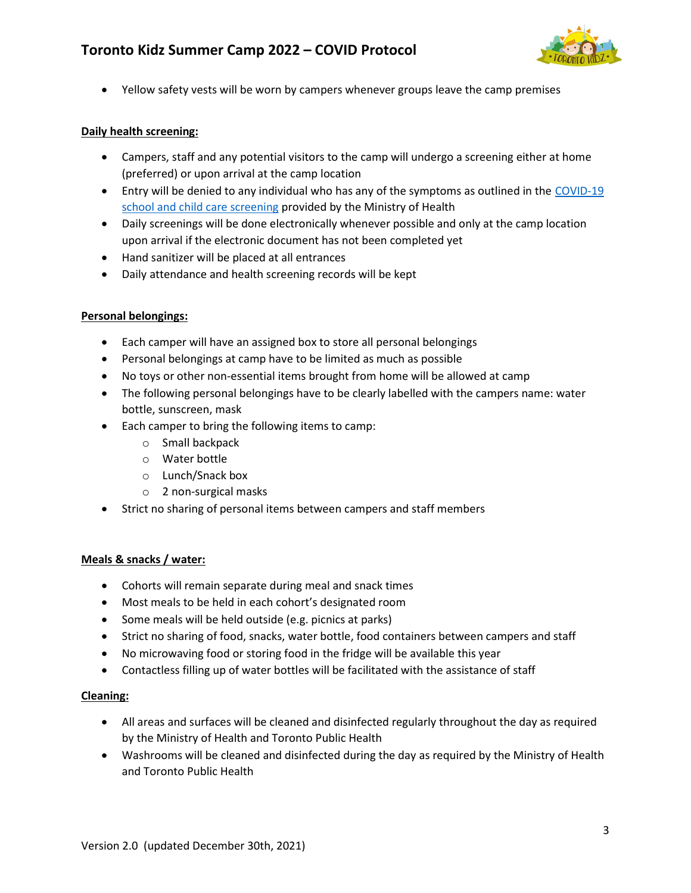- Yellow safety vests will be worn by campers whenever groups leave the camp premises

**Daily health screening:**

- Campers, staff and any potential visitors to the camp will undergo a screening either at home (preferred) or upon arrival at the camp location
- Entry will be denied to any individual who has any of the symptoms as outlined in the [COVID-19 school and child care screening]() provided by the Ministry of Health
- Daily screenings will be done electronically whenever possible and only at the camp location upon arrival if the electronic document has not been completed yet
- Hand sanitizer will be placed at all entrances
- Daily attendance and health screening records will be kept

**Personal belongings:**

- Each camper will have an assigned box to store all personal belongings
- Personal belongings at camp have to be limited as much as possible
- No toys or other non-essential items brought from home will be allowed at camp
- The following personal belongings have to be clearly labelled with the campers name: water bottle, sunscreen, mask
- Each camper to bring the following items to camp:
    - Small backpack
    - Water bottle
    - Lunch/Snack box
    - 2 non-surgical masks
- Strict no sharing of personal items between campers and staff members

**Meals & snacks / water:**

- Cohorts will remain separate during meal and snack times
- Most meals to be held in each cohort's designated room
- Some meals will be held outside (e.g. picnics at parks)
- Strict no sharing of food, snacks, water bottle, food containers between campers and staff
- No microwaving food or storing food in the fridge will be available this year
- Contactless filling up of water bottles will be facilitated with the assistance of staff

**Cleaning:**

- All areas and surfaces will be cleaned and disinfected regularly throughout the day as required by the Ministry of Health and Toronto Public Health
- Washrooms will be cleaned and disinfected during the day as required by the Ministry of Health and Toronto Public Health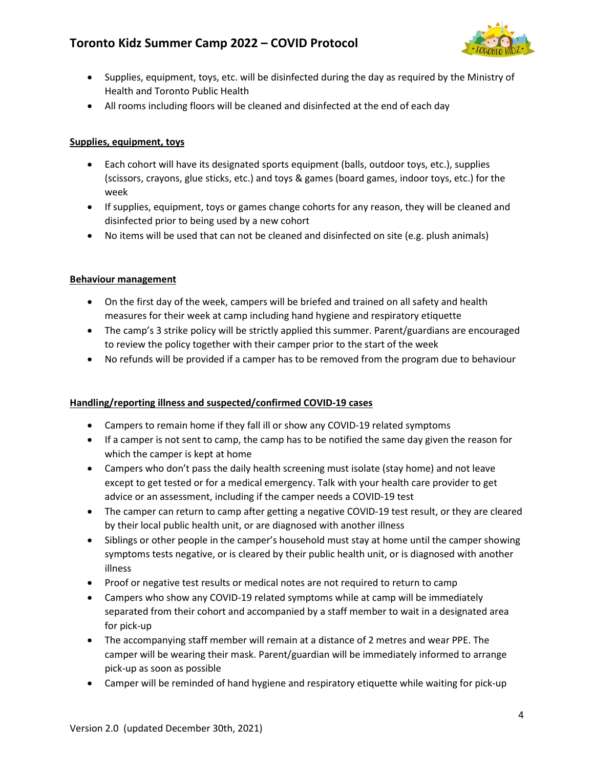- Supplies, equipment, toys, etc. will be disinfected during the day as required by the Ministry of Health and Toronto Public Health
- All rooms including floors will be cleaned and disinfected at the end of each day

**Supplies, equipment, toys**

- Each cohort will have its designated sports equipment (balls, outdoor toys, etc.), supplies (scissors, crayons, glue sticks, etc.) and toys & games (board games, indoor toys, etc.) for the week
- If supplies, equipment, toys or games change cohorts for any reason, they will be cleaned and disinfected prior to being used by a new cohort
- No items will be used that can not be cleaned and disinfected on site (e.g. plush animals)

**Behaviour management**

- On the first day of the week, campers will be briefed and trained on all safety and health measures for their week at camp including hand hygiene and respiratory etiquette
- The camp's 3 strike policy will be strictly applied this summer. Parent/guardians are encouraged to review the policy together with their camper prior to the start of the week
- No refunds will be provided if a camper has to be removed from the program due to behaviour

**Handling/reporting illness and suspected/confirmed COVID-19 cases**

- Campers to remain home if they fall ill or show any COVID-19 related symptoms
- If a camper is not sent to camp, the camp has to be notified the same day given the reason for which the camper is kept at home
- Campers who don't pass the daily health screening must isolate (stay home) and not leave except to get tested or for a medical emergency. Talk with your health care provider to get advice or an assessment, including if the camper needs a COVID-19 test
- The camper can return to camp after getting a negative COVID-19 test result, or they are cleared by their local public health unit, or are diagnosed with another illness
- Siblings or other people in the camper's household must stay at home until the camper showing symptoms tests negative, or is cleared by their public health unit, or is diagnosed with another illness
- Proof or negative test results or medical notes are not required to return to camp
- Campers who show any COVID-19 related symptoms while at camp will be immediately separated from their cohort and accompanied by a staff member to wait in a designated area for pick-up
- The accompanying staff member will remain at a distance of 2 metres and wear PPE. The camper will be wearing their mask. Parent/guardian will be immediately informed to arrange pick-up as soon as possible
- Camper will be reminded of hand hygiene and respiratory etiquette while waiting for pick-up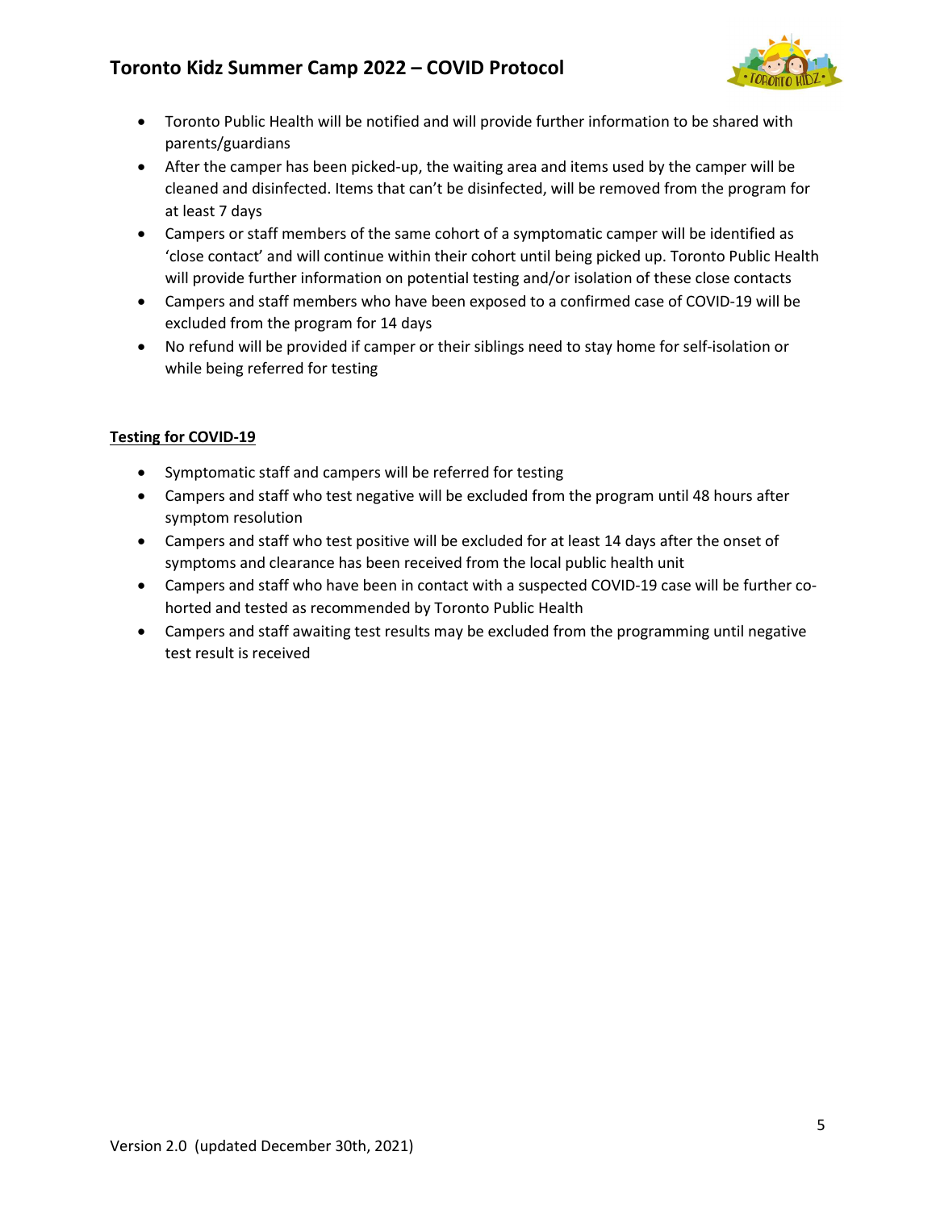- Toronto Public Health will be notified and will provide further information to be shared with parents/guardians
- After the camper has been picked-up, the waiting area and items used by the camper will be cleaned and disinfected. Items that can't be disinfected, will be removed from the program for at least 7 days
- Campers or staff members of the same cohort of a symptomatic camper will be identified as 'close contact' and will continue within their cohort until being picked up. Toronto Public Health will provide further information on potential testing and/or isolation of these close contacts
- Campers and staff members who have been exposed to a confirmed case of COVID-19 will be excluded from the program for 14 days
- No refund will be provided if camper or their siblings need to stay home for self-isolation or while being referred for testing

**Testing for COVID-19**

- Symptomatic staff and campers will be referred for testing
- Campers and staff who test negative will be excluded from the program until 48 hours after symptom resolution
- Campers and staff who test positive will be excluded for at least 14 days after the onset of symptoms and clearance has been received from the local public health unit
- Campers and staff who have been in contact with a suspected COVID-19 case will be further co-horted and tested as recommended by Toronto Public Health
- Campers and staff awaiting test results may be excluded from the programming until negative test result is received